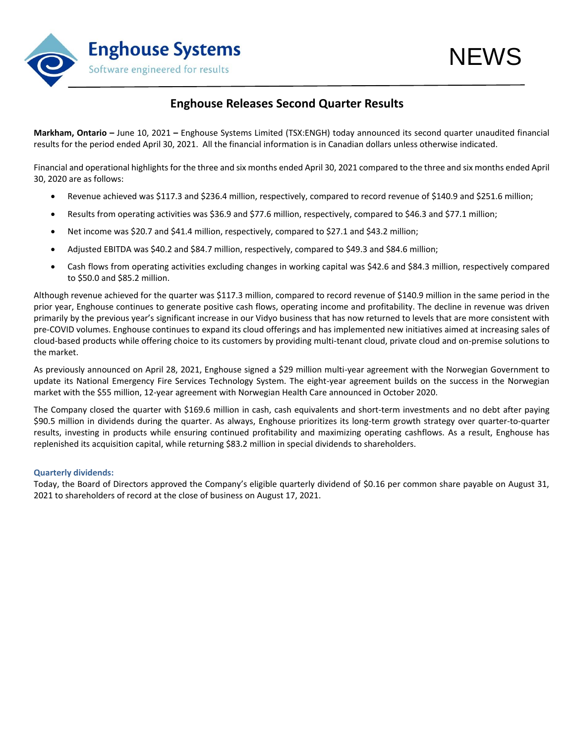Enghouse Systems
Software engineered for results

NEWS

# Enghouse Releases Second Quarter Results

**Markham, Ontario –** June 10, 2021 **–** Enghouse Systems Limited (TSX:ENGH) today announced its second quarter unaudited financial results for the period ended April 30, 2021. All the financial information is in Canadian dollars unless otherwise indicated.

Financial and operational highlights for the three and six months ended April 30, 2021 compared to the three and six months ended April 30, 2020 are as follows:

- Revenue achieved was $117.3 and $236.4 million, respectively, compared to record revenue of $140.9 and $251.6 million;
- Results from operating activities was $36.9 and $77.6 million, respectively, compared to $46.3 and $77.1 million;
- Net income was $20.7 and $41.4 million, respectively, compared to $27.1 and $43.2 million;
- Adjusted EBITDA was $40.2 and $84.7 million, respectively, compared to $49.3 and $84.6 million;
- Cash flows from operating activities excluding changes in working capital was $42.6 and $84.3 million, respectively compared to $50.0 and $85.2 million.

Although revenue achieved for the quarter was $117.3 million, compared to record revenue of $140.9 million in the same period in the prior year, Enghouse continues to generate positive cash flows, operating income and profitability. The decline in revenue was driven primarily by the previous year's significant increase in our Vidyo business that has now returned to levels that are more consistent with pre-COVID volumes. Enghouse continues to expand its cloud offerings and has implemented new initiatives aimed at increasing sales of cloud-based products while offering choice to its customers by providing multi-tenant cloud, private cloud and on-premise solutions to the market.

As previously announced on April 28, 2021, Enghouse signed a $29 million multi-year agreement with the Norwegian Government to update its National Emergency Fire Services Technology System. The eight-year agreement builds on the success in the Norwegian market with the $55 million, 12-year agreement with Norwegian Health Care announced in October 2020.

The Company closed the quarter with $169.6 million in cash, cash equivalents and short-term investments and no debt after paying $90.5 million in dividends during the quarter. As always, Enghouse prioritizes its long-term growth strategy over quarter-to-quarter results, investing in products while ensuring continued profitability and maximizing operating cashflows. As a result, Enghouse has replenished its acquisition capital, while returning $83.2 million in special dividends to shareholders.

### Quarterly dividends:

Today, the Board of Directors approved the Company's eligible quarterly dividend of $0.16 per common share payable on August 31, 2021 to shareholders of record at the close of business on August 17, 2021.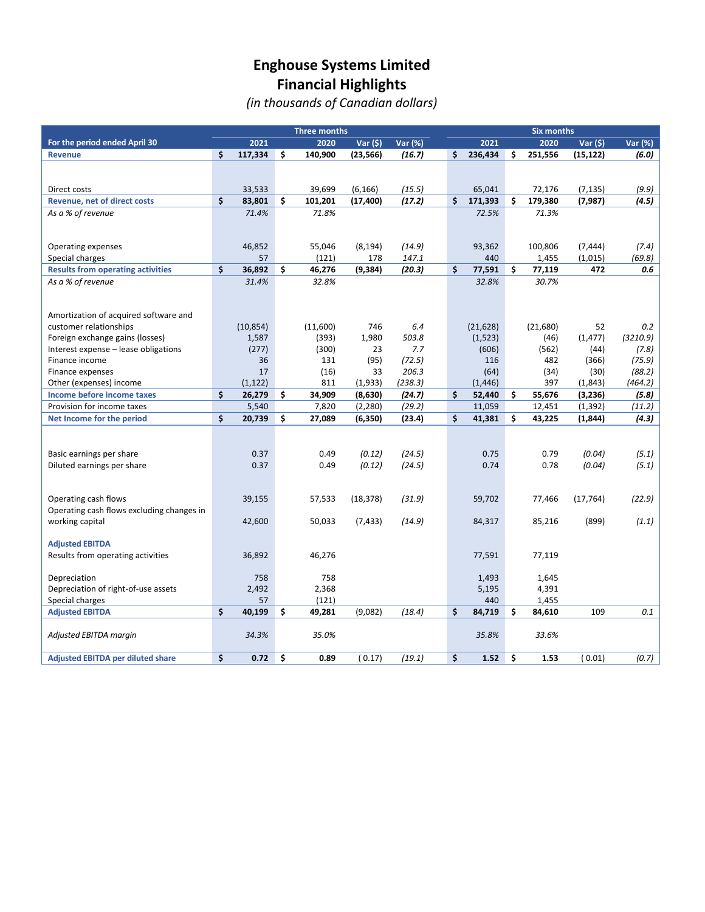# Enghouse Systems Limited
# Financial Highlights

*(in thousands of Canadian dollars)*

| For the period ended April 30 | Three months 2021 | Three months 2020 | Var ($) | Var (%) | Six months 2021 | Six months 2020 | Var ($) | Var (%) |
|---|---|---|---|---|---|---|---|---|
| **Revenue** | **$ 117,334** | **$ 140,900** | **(23,566)** | ***(16.7)*** | **$ 236,434** | **$ 251,556** | **(15,122)** | ***(6.0)*** |
| Direct costs | 33,533 | 39,699 | (6,166) | *(15.5)* | 65,041 | 72,176 | (7,135) | *(9.9)* |
| **Revenue, net of direct costs** | **$ 83,801** | **$ 101,201** | **(17,400)** | ***(17.2)*** | **$ 171,393** | **$ 179,380** | **(7,987)** | ***(4.5)*** |
| *As a % of revenue* | *71.4%* | *71.8%* | | | *72.5%* | *71.3%* | | |
| Operating expenses | 46,852 | 55,046 | (8,194) | *(14.9)* | 93,362 | 100,806 | (7,444) | *(7.4)* |
| Special charges | 57 | (121) | 178 | *147.1* | 440 | 1,455 | (1,015) | *(69.8)* |
| **Results from operating activities** | **$ 36,892** | **$ 46,276** | **(9,384)** | ***(20.3)*** | **$ 77,591** | **$ 77,119** | **472** | ***0.6*** |
| *As a % of revenue* | *31.4%* | *32.8%* | | | *32.8%* | *30.7%* | | |
| Amortization of acquired software and customer relationships | (10,854) | (11,600) | 746 | *6.4* | (21,628) | (21,680) | 52 | *0.2* |
| Foreign exchange gains (losses) | 1,587 | (393) | 1,980 | *503.8* | (1,523) | (46) | (1,477) | *(3210.9)* |
| Interest expense – lease obligations | (277) | (300) | 23 | *7.7* | (606) | (562) | (44) | *(7.8)* |
| Finance income | 36 | 131 | (95) | *(72.5)* | 116 | 482 | (366) | *(75.9)* |
| Finance expenses | 17 | (16) | 33 | *206.3* | (64) | (34) | (30) | *(88.2)* |
| Other (expenses) income | (1,122) | 811 | (1,933) | *(238.3)* | (1,446) | 397 | (1,843) | *(464.2)* |
| **Income before income taxes** | **$ 26,279** | **$ 34,909** | **(8,630)** | ***(24.7)*** | **$ 52,440** | **$ 55,676** | **(3,236)** | ***(5.8)*** |
| Provision for income taxes | 5,540 | 7,820 | (2,280) | *(29.2)* | 11,059 | 12,451 | (1,392) | *(11.2)* |
| **Net Income for the period** | **$ 20,739** | **$ 27,089** | **(6,350)** | ***(23.4)*** | **$ 41,381** | **$ 43,225** | **(1,844)** | ***(4.3)*** |
| Basic earnings per share | 0.37 | 0.49 | *(0.12)* | *(24.5)* | 0.75 | 0.79 | *(0.04)* | *(5.1)* |
| Diluted earnings per share | 0.37 | 0.49 | *(0.12)* | *(24.5)* | 0.74 | 0.78 | *(0.04)* | *(5.1)* |
| Operating cash flows | 39,155 | 57,533 | (18,378) | *(31.9)* | 59,702 | 77,466 | (17,764) | *(22.9)* |
| Operating cash flows excluding changes in working capital | 42,600 | 50,033 | (7,433) | *(14.9)* | 84,317 | 85,216 | (899) | *(1.1)* |
| **Adjusted EBITDA** | | | | | | | | |
| Results from operating activities | 36,892 | 46,276 | | | 77,591 | 77,119 | | |
| Depreciation | 758 | 758 | | | 1,493 | 1,645 | | |
| Depreciation of right-of-use assets | 2,492 | 2,368 | | | 5,195 | 4,391 | | |
| Special charges | 57 | (121) | | | 440 | 1,455 | | |
| **Adjusted EBITDA** | **$ 40,199** | **$ 49,281** | (9,082) | *(18.4)* | **$ 84,719** | **$ 84,610** | 109 | *0.1* |
| *Adjusted EBITDA margin* | *34.3%* | *35.0%* | | | *35.8%* | *33.6%* | | |
| **Adjusted EBITDA per diluted share** | **$ 0.72** | **$ 0.89** | ( 0.17) | *(19.1)* | **$ 1.52** | **$ 1.53** | ( 0.01) | *(0.7)* |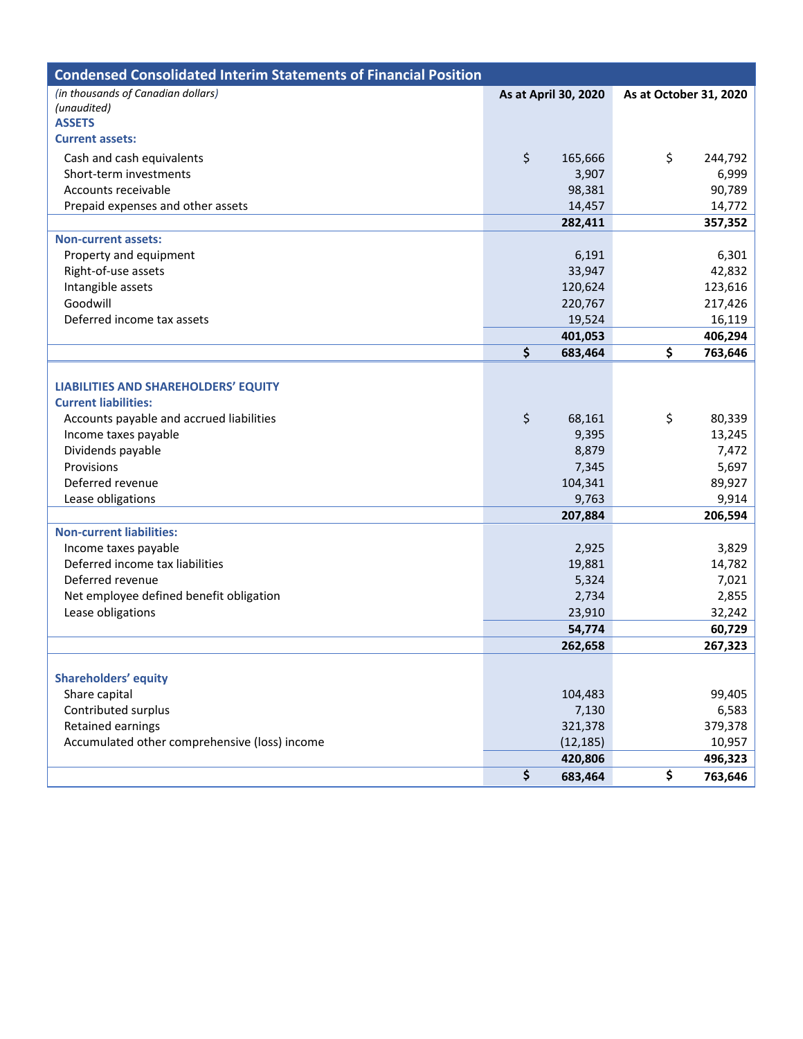## Condensed Consolidated Interim Statements of Financial Position

| *(in thousands of Canadian dollars)* *(unaudited)* | As at April 30, 2020 | As at October 31, 2020 |
|---|---|---|
| **ASSETS** | | |
| **Current assets:** | | |
| Cash and cash equivalents | $ 165,666 | $ 244,792 |
| Short-term investments | 3,907 | 6,999 |
| Accounts receivable | 98,381 | 90,789 |
| Prepaid expenses and other assets | 14,457 | 14,772 |
| | **282,411** | **357,352** |
| **Non-current assets:** | | |
| Property and equipment | 6,191 | 6,301 |
| Right-of-use assets | 33,947 | 42,832 |
| Intangible assets | 120,624 | 123,616 |
| Goodwill | 220,767 | 217,426 |
| Deferred income tax assets | 19,524 | 16,119 |
| | **401,053** | **406,294** |
| | **$ 683,464** | **$ 763,646** |
| **LIABILITIES AND SHAREHOLDERS' EQUITY** | | |
| **Current liabilities:** | | |
| Accounts payable and accrued liabilities | $ 68,161 | $ 80,339 |
| Income taxes payable | 9,395 | 13,245 |
| Dividends payable | 8,879 | 7,472 |
| Provisions | 7,345 | 5,697 |
| Deferred revenue | 104,341 | 89,927 |
| Lease obligations | 9,763 | 9,914 |
| | **207,884** | **206,594** |
| **Non-current liabilities:** | | |
| Income taxes payable | 2,925 | 3,829 |
| Deferred income tax liabilities | 19,881 | 14,782 |
| Deferred revenue | 5,324 | 7,021 |
| Net employee defined benefit obligation | 2,734 | 2,855 |
| Lease obligations | 23,910 | 32,242 |
| | **54,774** | **60,729** |
| | **262,658** | **267,323** |
| **Shareholders' equity** | | |
| Share capital | 104,483 | 99,405 |
| Contributed surplus | 7,130 | 6,583 |
| Retained earnings | 321,378 | 379,378 |
| Accumulated other comprehensive (loss) income | (12,185) | 10,957 |
| | **420,806** | **496,323** |
| | **$ 683,464** | **$ 763,646** |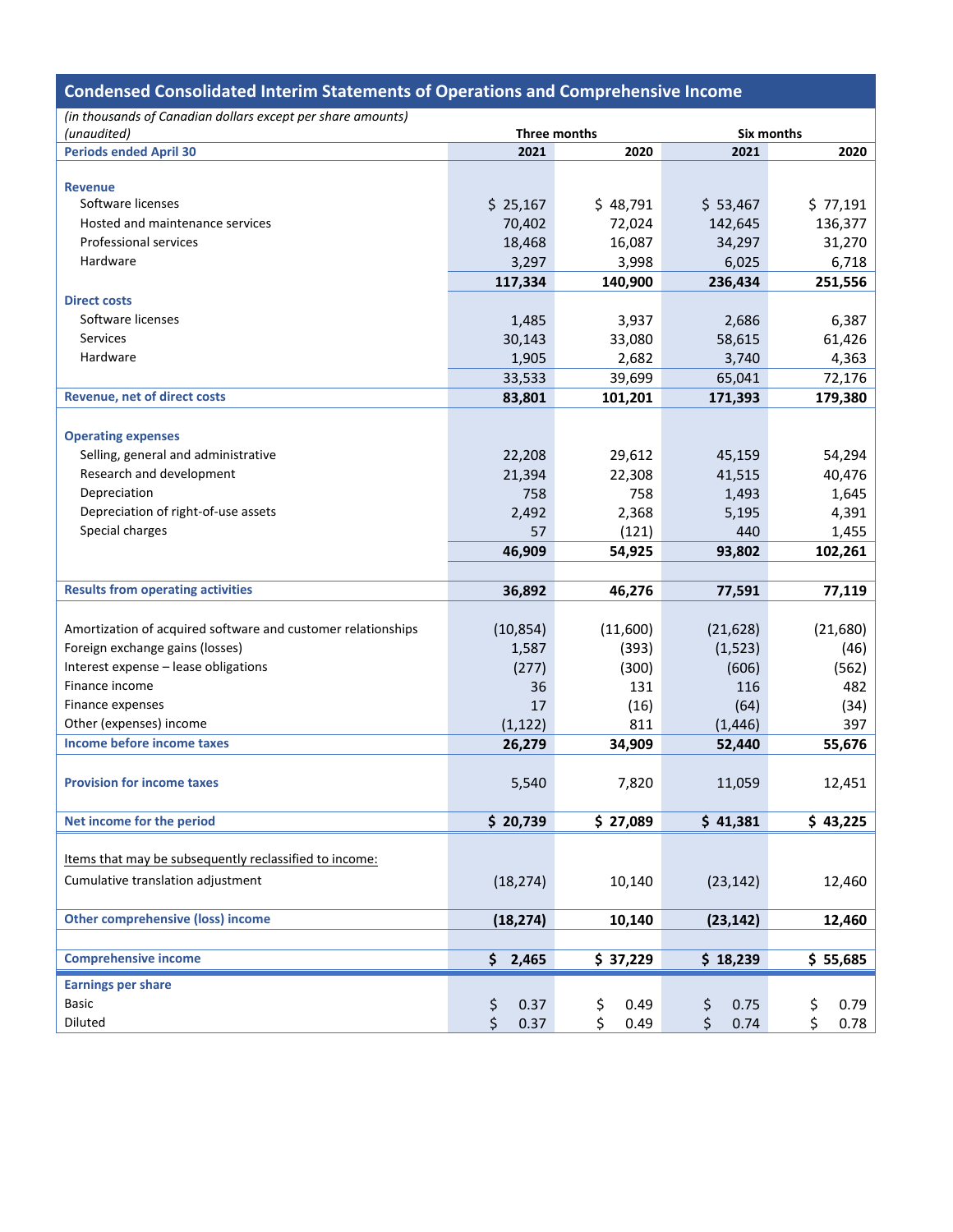## Condensed Consolidated Interim Statements of Operations and Comprehensive Income

*(in thousands of Canadian dollars except per share amounts)*
*(unaudited)*

| Periods ended April 30 | Three months 2021 | Three months 2020 | Six months 2021 | Six months 2020 |
|---|---|---|---|---|
| **Revenue** | | | | |
| Software licenses | $ 25,167 | $ 48,791 | $ 53,467 | $ 77,191 |
| Hosted and maintenance services | 70,402 | 72,024 | 142,645 | 136,377 |
| Professional services | 18,468 | 16,087 | 34,297 | 31,270 |
| Hardware | 3,297 | 3,998 | 6,025 | 6,718 |
| | **117,334** | **140,900** | **236,434** | **251,556** |
| **Direct costs** | | | | |
| Software licenses | 1,485 | 3,937 | 2,686 | 6,387 |
| Services | 30,143 | 33,080 | 58,615 | 61,426 |
| Hardware | 1,905 | 2,682 | 3,740 | 4,363 |
| | 33,533 | 39,699 | 65,041 | 72,176 |
| **Revenue, net of direct costs** | **83,801** | **101,201** | **171,393** | **179,380** |
| **Operating expenses** | | | | |
| Selling, general and administrative | 22,208 | 29,612 | 45,159 | 54,294 |
| Research and development | 21,394 | 22,308 | 41,515 | 40,476 |
| Depreciation | 758 | 758 | 1,493 | 1,645 |
| Depreciation of right-of-use assets | 2,492 | 2,368 | 5,195 | 4,391 |
| Special charges | 57 | (121) | 440 | 1,455 |
| | **46,909** | **54,925** | **93,802** | **102,261** |
| **Results from operating activities** | **36,892** | **46,276** | **77,591** | **77,119** |
| Amortization of acquired software and customer relationships | (10,854) | (11,600) | (21,628) | (21,680) |
| Foreign exchange gains (losses) | 1,587 | (393) | (1,523) | (46) |
| Interest expense – lease obligations | (277) | (300) | (606) | (562) |
| Finance income | 36 | 131 | 116 | 482 |
| Finance expenses | 17 | (16) | (64) | (34) |
| Other (expenses) income | (1,122) | 811 | (1,446) | 397 |
| **Income before income taxes** | **26,279** | **34,909** | **52,440** | **55,676** |
| **Provision for income taxes** | 5,540 | 7,820 | 11,059 | 12,451 |
| **Net income for the period** | **$ 20,739** | **$ 27,089** | **$ 41,381** | **$ 43,225** |
| Items that may be subsequently reclassified to income: | | | | |
| Cumulative translation adjustment | (18,274) | 10,140 | (23,142) | 12,460 |
| **Other comprehensive (loss) income** | **(18,274)** | **10,140** | **(23,142)** | **12,460** |
| **Comprehensive income** | **$ 2,465** | **$ 37,229** | **$ 18,239** | **$ 55,685** |
| **Earnings per share** | | | | |
| Basic | $ 0.37 | $ 0.49 | $ 0.75 | $ 0.79 |
| Diluted | $ 0.37 | $ 0.49 | $ 0.74 | $ 0.78 |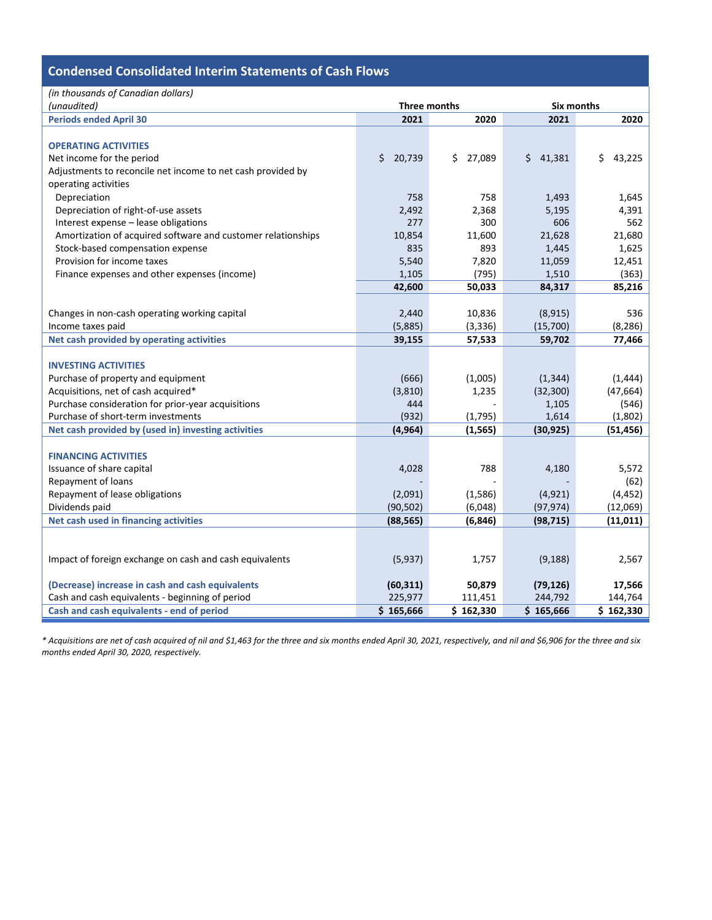## Condensed Consolidated Interim Statements of Cash Flows

| *(in thousands of Canadian dollars)* | | | | |
|---|---|---|---|---|
| *(unaudited)* | Three months | | Six months | |
| **Periods ended April 30** | **2021** | **2020** | **2021** | **2020** |
| **OPERATING ACTIVITIES** | | | | |
| Net income for the period | $ 20,739 | $ 27,089 | $ 41,381 | $ 43,225 |
| Adjustments to reconcile net income to net cash provided by operating activities | | | | |
| Depreciation | 758 | 758 | 1,493 | 1,645 |
| Depreciation of right-of-use assets | 2,492 | 2,368 | 5,195 | 4,391 |
| Interest expense – lease obligations | 277 | 300 | 606 | 562 |
| Amortization of acquired software and customer relationships | 10,854 | 11,600 | 21,628 | 21,680 |
| Stock-based compensation expense | 835 | 893 | 1,445 | 1,625 |
| Provision for income taxes | 5,540 | 7,820 | 11,059 | 12,451 |
| Finance expenses and other expenses (income) | 1,105 | (795) | 1,510 | (363) |
| | **42,600** | **50,033** | **84,317** | **85,216** |
| Changes in non-cash operating working capital | 2,440 | 10,836 | (8,915) | 536 |
| Income taxes paid | (5,885) | (3,336) | (15,700) | (8,286) |
| **Net cash provided by operating activities** | **39,155** | **57,533** | **59,702** | **77,466** |
| **INVESTING ACTIVITIES** | | | | |
| Purchase of property and equipment | (666) | (1,005) | (1,344) | (1,444) |
| Acquisitions, net of cash acquired* | (3,810) | 1,235 | (32,300) | (47,664) |
| Purchase consideration for prior-year acquisitions | 444 | - | 1,105 | (546) |
| Purchase of short-term investments | (932) | (1,795) | 1,614 | (1,802) |
| **Net cash provided by (used in) investing activities** | **(4,964)** | **(1,565)** | **(30,925)** | **(51,456)** |
| **FINANCING ACTIVITIES** | | | | |
| Issuance of share capital | 4,028 | 788 | 4,180 | 5,572 |
| Repayment of loans | - | - | - | (62) |
| Repayment of lease obligations | (2,091) | (1,586) | (4,921) | (4,452) |
| Dividends paid | (90,502) | (6,048) | (97,974) | (12,069) |
| **Net cash used in financing activities** | **(88,565)** | **(6,846)** | **(98,715)** | **(11,011)** |
| Impact of foreign exchange on cash and cash equivalents | (5,937) | 1,757 | (9,188) | 2,567 |
| **(Decrease) increase in cash and cash equivalents** | **(60,311)** | **50,879** | **(79,126)** | **17,566** |
| Cash and cash equivalents - beginning of period | 225,977 | 111,451 | 244,792 | 144,764 |
| **Cash and cash equivalents - end of period** | **$ 165,666** | **$ 162,330** | **$ 165,666** | **$ 162,330** |

*\* Acquisitions are net of cash acquired of nil and $1,463 for the three and six months ended April 30, 2021, respectively, and nil and $6,906 for the three and six months ended April 30, 2020, respectively.*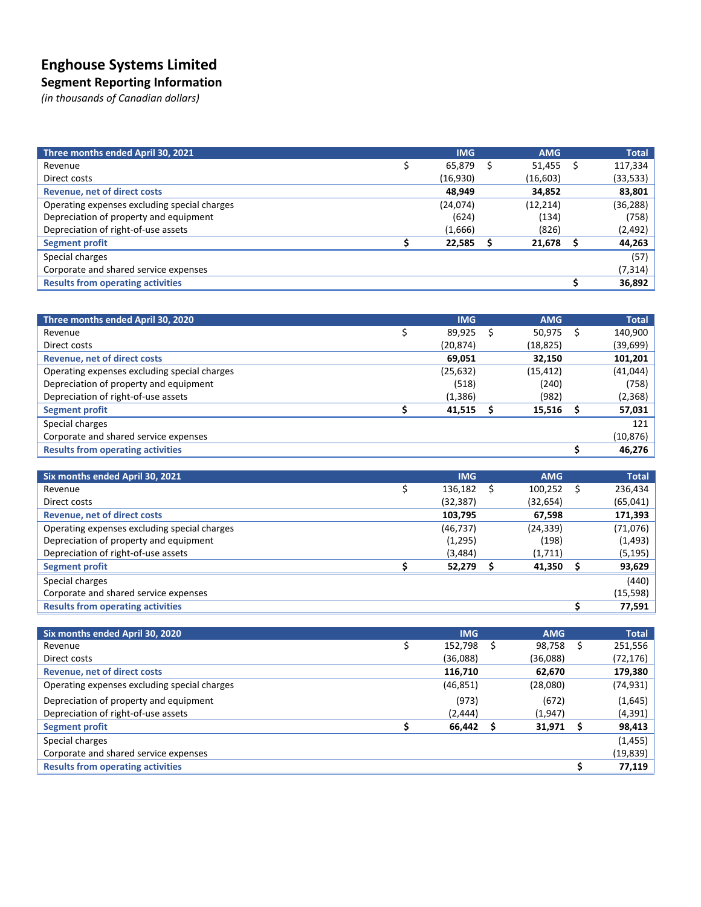# Enghouse Systems Limited

## Segment Reporting Information

*(in thousands of Canadian dollars)*

| Three months ended April 30, 2021 | IMG | AMG | Total |
|---|---|---|---|
| Revenue | $ 65,879 | $ 51,455 | $ 117,334 |
| Direct costs | (16,930) | (16,603) | (33,533) |
| **Revenue, net of direct costs** | **48,949** | **34,852** | **83,801** |
| Operating expenses excluding special charges | (24,074) | (12,214) | (36,288) |
| Depreciation of property and equipment | (624) | (134) | (758) |
| Depreciation of right-of-use assets | (1,666) | (826) | (2,492) |
| **Segment profit** | **$ 22,585** | **$ 21,678** | **$ 44,263** |
| Special charges | | | (57) |
| Corporate and shared service expenses | | | (7,314) |
| **Results from operating activities** | | | **$ 36,892** |

| Three months ended April 30, 2020 | IMG | AMG | Total |
|---|---|---|---|
| Revenue | $ 89,925 | $ 50,975 | $ 140,900 |
| Direct costs | (20,874) | (18,825) | (39,699) |
| **Revenue, net of direct costs** | **69,051** | **32,150** | **101,201** |
| Operating expenses excluding special charges | (25,632) | (15,412) | (41,044) |
| Depreciation of property and equipment | (518) | (240) | (758) |
| Depreciation of right-of-use assets | (1,386) | (982) | (2,368) |
| **Segment profit** | **$ 41,515** | **$ 15,516** | **$ 57,031** |
| Special charges | | | 121 |
| Corporate and shared service expenses | | | (10,876) |
| **Results from operating activities** | | | **$ 46,276** |

| Six months ended April 30, 2021 | IMG | AMG | Total |
|---|---|---|---|
| Revenue | $ 136,182 | $ 100,252 | $ 236,434 |
| Direct costs | (32,387) | (32,654) | (65,041) |
| **Revenue, net of direct costs** | **103,795** | **67,598** | **171,393** |
| Operating expenses excluding special charges | (46,737) | (24,339) | (71,076) |
| Depreciation of property and equipment | (1,295) | (198) | (1,493) |
| Depreciation of right-of-use assets | (3,484) | (1,711) | (5,195) |
| **Segment profit** | **$ 52,279** | **$ 41,350** | **$ 93,629** |
| Special charges | | | (440) |
| Corporate and shared service expenses | | | (15,598) |
| **Results from operating activities** | | | **$ 77,591** |

| Six months ended April 30, 2020 | IMG | AMG | Total |
|---|---|---|---|
| Revenue | $ 152,798 | $ 98,758 | $ 251,556 |
| Direct costs | (36,088) | (36,088) | (72,176) |
| **Revenue, net of direct costs** | **116,710** | **62,670** | **179,380** |
| Operating expenses excluding special charges | (46,851) | (28,080) | (74,931) |
| Depreciation of property and equipment | (973) | (672) | (1,645) |
| Depreciation of right-of-use assets | (2,444) | (1,947) | (4,391) |
| **Segment profit** | **$ 66,442** | **$ 31,971** | **$ 98,413** |
| Special charges | | | (1,455) |
| Corporate and shared service expenses | | | (19,839) |
| **Results from operating activities** | | | **$ 77,119** |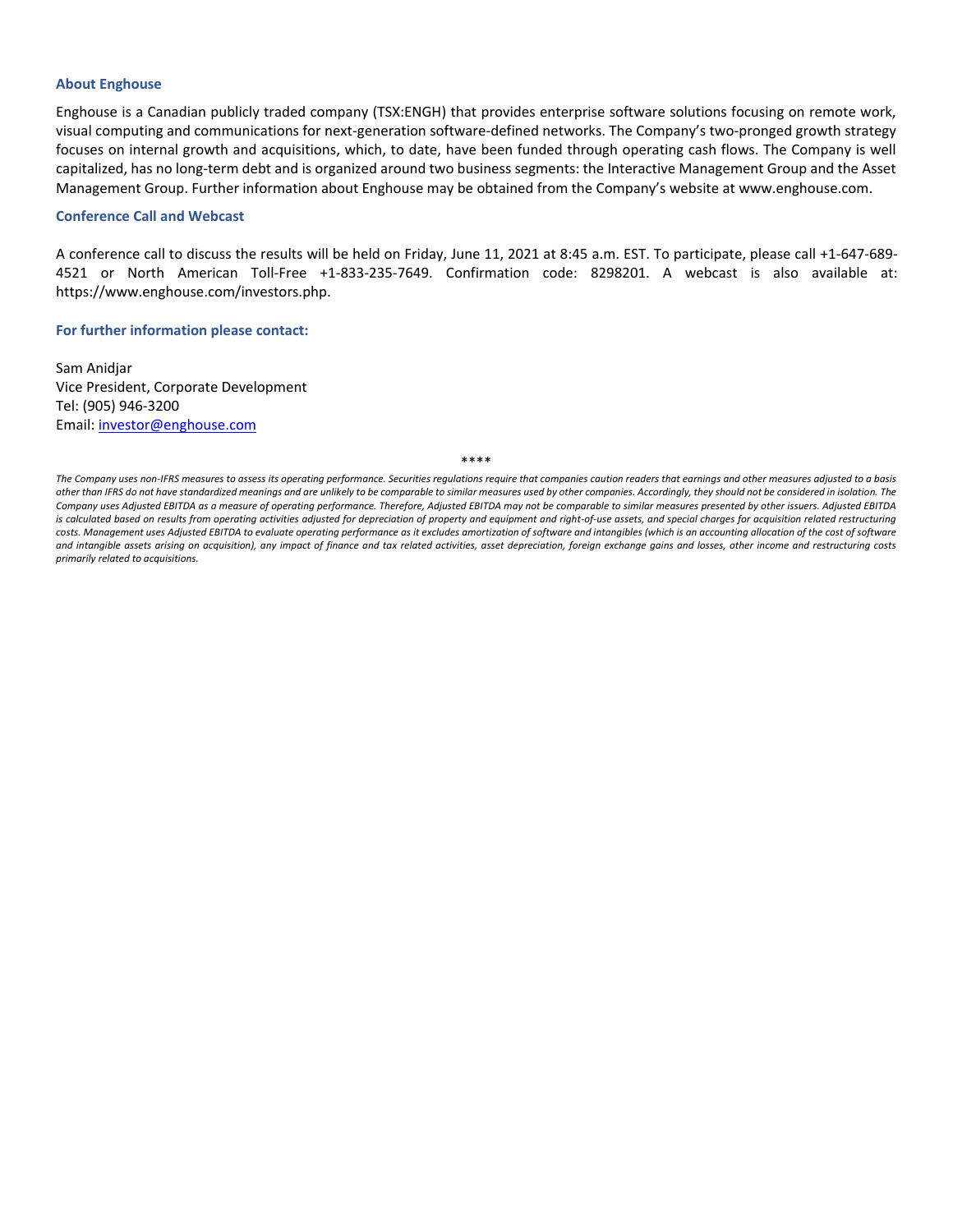### About Enghouse

Enghouse is a Canadian publicly traded company (TSX:ENGH) that provides enterprise software solutions focusing on remote work, visual computing and communications for next-generation software-defined networks. The Company's two-pronged growth strategy focuses on internal growth and acquisitions, which, to date, have been funded through operating cash flows. The Company is well capitalized, has no long-term debt and is organized around two business segments: the Interactive Management Group and the Asset Management Group. Further information about Enghouse may be obtained from the Company's website at www.enghouse.com.

### Conference Call and Webcast

A conference call to discuss the results will be held on Friday, June 11, 2021 at 8:45 a.m. EST. To participate, please call +1-647-689-4521 or North American Toll-Free +1-833-235-7649. Confirmation code: 8298201. A webcast is also available at: https://www.enghouse.com/investors.php.

### For further information please contact:

Sam Anidjar
Vice President, Corporate Development
Tel: (905) 946-3200
Email: investor@enghouse.com

****

*The Company uses non-IFRS measures to assess its operating performance. Securities regulations require that companies caution readers that earnings and other measures adjusted to a basis other than IFRS do not have standardized meanings and are unlikely to be comparable to similar measures used by other companies. Accordingly, they should not be considered in isolation. The Company uses Adjusted EBITDA as a measure of operating performance. Therefore, Adjusted EBITDA may not be comparable to similar measures presented by other issuers. Adjusted EBITDA is calculated based on results from operating activities adjusted for depreciation of property and equipment and right-of-use assets, and special charges for acquisition related restructuring costs. Management uses Adjusted EBITDA to evaluate operating performance as it excludes amortization of software and intangibles (which is an accounting allocation of the cost of software and intangible assets arising on acquisition), any impact of finance and tax related activities, asset depreciation, foreign exchange gains and losses, other income and restructuring costs primarily related to acquisitions.*